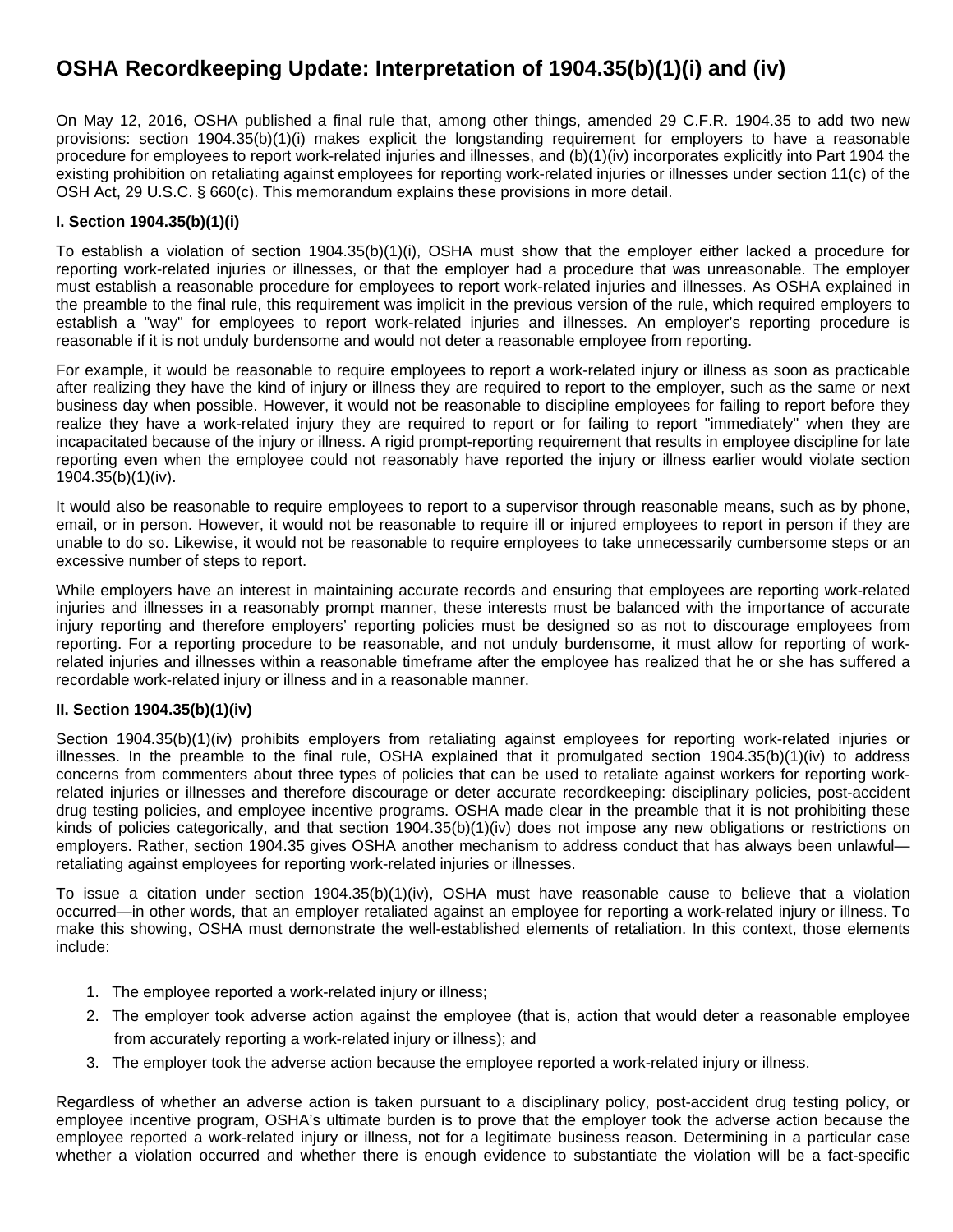# OSHA Recordkeeping Update: Interpretation of 1904.35(b)(1)(i) and (iv)

On May 12, 2016, OSHA published a final rule that, among other things, amended 29 C.F.R. 1904.35 to add two new provisions: section 1904.35(b)(1)(i) makes explicit the longstanding requirement for employers to have a reasonable procedure for employees to report work-related injuries and illnesses, and (b)(1)(iv) incorporates explicitly into Part 1904 the existing prohibition on retaliating against employees for reporting work-related injuries or illnesses under section 11(c) of the OSH Act, 29 U.S.C. § 660(c). This memorandum explains these provisions in more detail.

**I. Section 1904.35(b)(1)(i)**

To establish a violation of section 1904.35(b)(1)(i), OSHA must show that the employer either lacked a procedure for reporting work-related injuries or illnesses, or that the employer had a procedure that was unreasonable. The employer must establish a reasonable procedure for employees to report work-related injuries and illnesses. As OSHA explained in the preamble to the final rule, this requirement was implicit in the previous version of the rule, which required employers to establish a "way" for employees to report work-related injuries and illnesses. An employer's reporting procedure is reasonable if it is not unduly burdensome and would not deter a reasonable employee from reporting.

For example, it would be reasonable to require employees to report a work-related injury or illness as soon as practicable after realizing they have the kind of injury or illness they are required to report to the employer, such as the same or next business day when possible. However, it would not be reasonable to discipline employees for failing to report before they realize they have a work-related injury they are required to report or for failing to report "immediately" when they are incapacitated because of the injury or illness. A rigid prompt-reporting requirement that results in employee discipline for late reporting even when the employee could not reasonably have reported the injury or illness earlier would violate section 1904.35(b)(1)(iv).

It would also be reasonable to require employees to report to a supervisor through reasonable means, such as by phone, email, or in person. However, it would not be reasonable to require ill or injured employees to report in person if they are unable to do so. Likewise, it would not be reasonable to require employees to take unnecessarily cumbersome steps or an excessive number of steps to report.

While employers have an interest in maintaining accurate records and ensuring that employees are reporting work-related injuries and illnesses in a reasonably prompt manner, these interests must be balanced with the importance of accurate injury reporting and therefore employers' reporting policies must be designed so as not to discourage employees from reporting. For a reporting procedure to be reasonable, and not unduly burdensome, it must allow for reporting of work-related injuries and illnesses within a reasonable timeframe after the employee has realized that he or she has suffered a recordable work-related injury or illness and in a reasonable manner.

**II. Section 1904.35(b)(1)(iv)**

Section 1904.35(b)(1)(iv) prohibits employers from retaliating against employees for reporting work-related injuries or illnesses. In the preamble to the final rule, OSHA explained that it promulgated section 1904.35(b)(1)(iv) to address concerns from commenters about three types of policies that can be used to retaliate against workers for reporting work-related injuries or illnesses and therefore discourage or deter accurate recordkeeping: disciplinary policies, post-accident drug testing policies, and employee incentive programs. OSHA made clear in the preamble that it is not prohibiting these kinds of policies categorically, and that section 1904.35(b)(1)(iv) does not impose any new obligations or restrictions on employers. Rather, section 1904.35 gives OSHA another mechanism to address conduct that has always been unlawful—retaliating against employees for reporting work-related injuries or illnesses.

To issue a citation under section 1904.35(b)(1)(iv), OSHA must have reasonable cause to believe that a violation occurred—in other words, that an employer retaliated against an employee for reporting a work-related injury or illness. To make this showing, OSHA must demonstrate the well-established elements of retaliation. In this context, those elements include:

1. The employee reported a work-related injury or illness;
2. The employer took adverse action against the employee (that is, action that would deter a reasonable employee from accurately reporting a work-related injury or illness); and
3. The employer took the adverse action because the employee reported a work-related injury or illness.

Regardless of whether an adverse action is taken pursuant to a disciplinary policy, post-accident drug testing policy, or employee incentive program, OSHA's ultimate burden is to prove that the employer took the adverse action because the employee reported a work-related injury or illness, not for a legitimate business reason. Determining in a particular case whether a violation occurred and whether there is enough evidence to substantiate the violation will be a fact-specific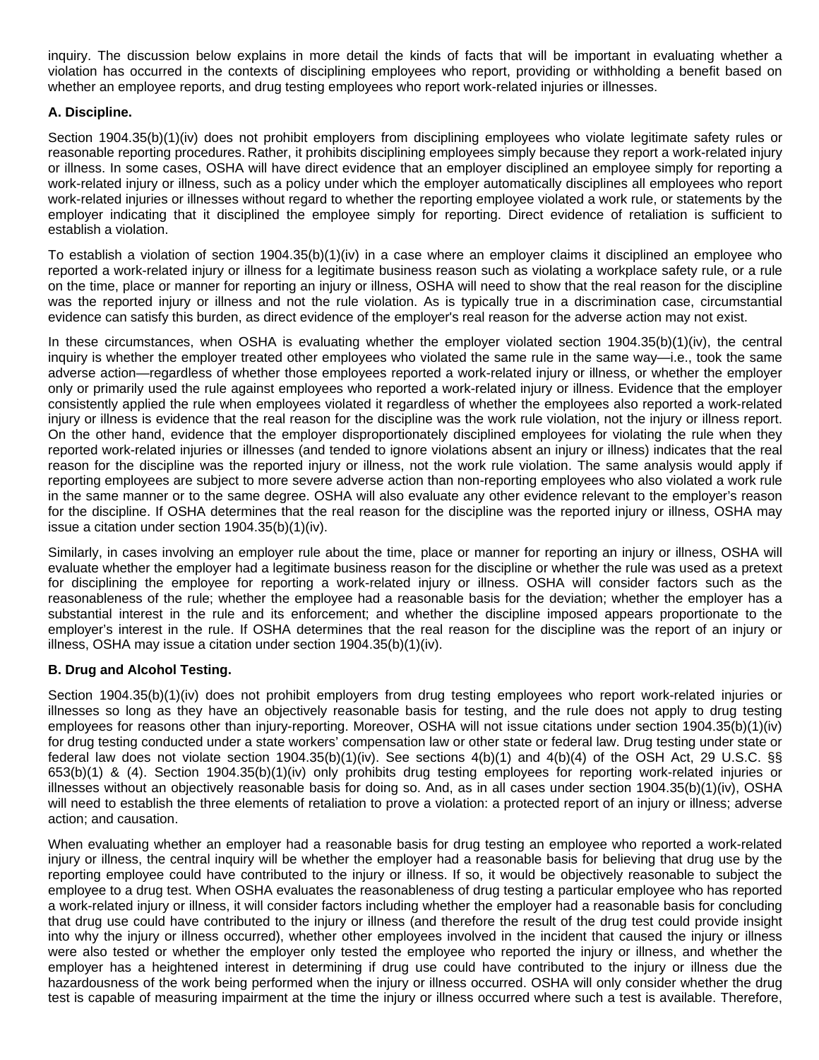inquiry. The discussion below explains in more detail the kinds of facts that will be important in evaluating whether a violation has occurred in the contexts of disciplining employees who report, providing or withholding a benefit based on whether an employee reports, and drug testing employees who report work-related injuries or illnesses.

**A. Discipline.**

Section 1904.35(b)(1)(iv) does not prohibit employers from disciplining employees who violate legitimate safety rules or reasonable reporting procedures. Rather, it prohibits disciplining employees simply because they report a work-related injury or illness. In some cases, OSHA will have direct evidence that an employer disciplined an employee simply for reporting a work-related injury or illness, such as a policy under which the employer automatically disciplines all employees who report work-related injuries or illnesses without regard to whether the reporting employee violated a work rule, or statements by the employer indicating that it disciplined the employee simply for reporting. Direct evidence of retaliation is sufficient to establish a violation.

To establish a violation of section 1904.35(b)(1)(iv) in a case where an employer claims it disciplined an employee who reported a work-related injury or illness for a legitimate business reason such as violating a workplace safety rule, or a rule on the time, place or manner for reporting an injury or illness, OSHA will need to show that the real reason for the discipline was the reported injury or illness and not the rule violation. As is typically true in a discrimination case, circumstantial evidence can satisfy this burden, as direct evidence of the employer's real reason for the adverse action may not exist.

In these circumstances, when OSHA is evaluating whether the employer violated section 1904.35(b)(1)(iv), the central inquiry is whether the employer treated other employees who violated the same rule in the same way—i.e., took the same adverse action—regardless of whether those employees reported a work-related injury or illness, or whether the employer only or primarily used the rule against employees who reported a work-related injury or illness. Evidence that the employer consistently applied the rule when employees violated it regardless of whether the employees also reported a work-related injury or illness is evidence that the real reason for the discipline was the work rule violation, not the injury or illness report. On the other hand, evidence that the employer disproportionately disciplined employees for violating the rule when they reported work-related injuries or illnesses (and tended to ignore violations absent an injury or illness) indicates that the real reason for the discipline was the reported injury or illness, not the work rule violation. The same analysis would apply if reporting employees are subject to more severe adverse action than non-reporting employees who also violated a work rule in the same manner or to the same degree. OSHA will also evaluate any other evidence relevant to the employer's reason for the discipline. If OSHA determines that the real reason for the discipline was the reported injury or illness, OSHA may issue a citation under section 1904.35(b)(1)(iv).

Similarly, in cases involving an employer rule about the time, place or manner for reporting an injury or illness, OSHA will evaluate whether the employer had a legitimate business reason for the discipline or whether the rule was used as a pretext for disciplining the employee for reporting a work-related injury or illness. OSHA will consider factors such as the reasonableness of the rule; whether the employee had a reasonable basis for the deviation; whether the employer has a substantial interest in the rule and its enforcement; and whether the discipline imposed appears proportionate to the employer's interest in the rule. If OSHA determines that the real reason for the discipline was the report of an injury or illness, OSHA may issue a citation under section 1904.35(b)(1)(iv).

**B. Drug and Alcohol Testing.**

Section 1904.35(b)(1)(iv) does not prohibit employers from drug testing employees who report work-related injuries or illnesses so long as they have an objectively reasonable basis for testing, and the rule does not apply to drug testing employees for reasons other than injury-reporting. Moreover, OSHA will not issue citations under section 1904.35(b)(1)(iv) for drug testing conducted under a state workers' compensation law or other state or federal law. Drug testing under state or federal law does not violate section 1904.35(b)(1)(iv). See sections 4(b)(1) and 4(b)(4) of the OSH Act, 29 U.S.C. §§ 653(b)(1) & (4). Section 1904.35(b)(1)(iv) only prohibits drug testing employees for reporting work-related injuries or illnesses without an objectively reasonable basis for doing so. And, as in all cases under section 1904.35(b)(1)(iv), OSHA will need to establish the three elements of retaliation to prove a violation: a protected report of an injury or illness; adverse action; and causation.

When evaluating whether an employer had a reasonable basis for drug testing an employee who reported a work-related injury or illness, the central inquiry will be whether the employer had a reasonable basis for believing that drug use by the reporting employee could have contributed to the injury or illness. If so, it would be objectively reasonable to subject the employee to a drug test. When OSHA evaluates the reasonableness of drug testing a particular employee who has reported a work-related injury or illness, it will consider factors including whether the employer had a reasonable basis for concluding that drug use could have contributed to the injury or illness (and therefore the result of the drug test could provide insight into why the injury or illness occurred), whether other employees involved in the incident that caused the injury or illness were also tested or whether the employer only tested the employee who reported the injury or illness, and whether the employer has a heightened interest in determining if drug use could have contributed to the injury or illness due the hazardousness of the work being performed when the injury or illness occurred. OSHA will only consider whether the drug test is capable of measuring impairment at the time the injury or illness occurred where such a test is available. Therefore,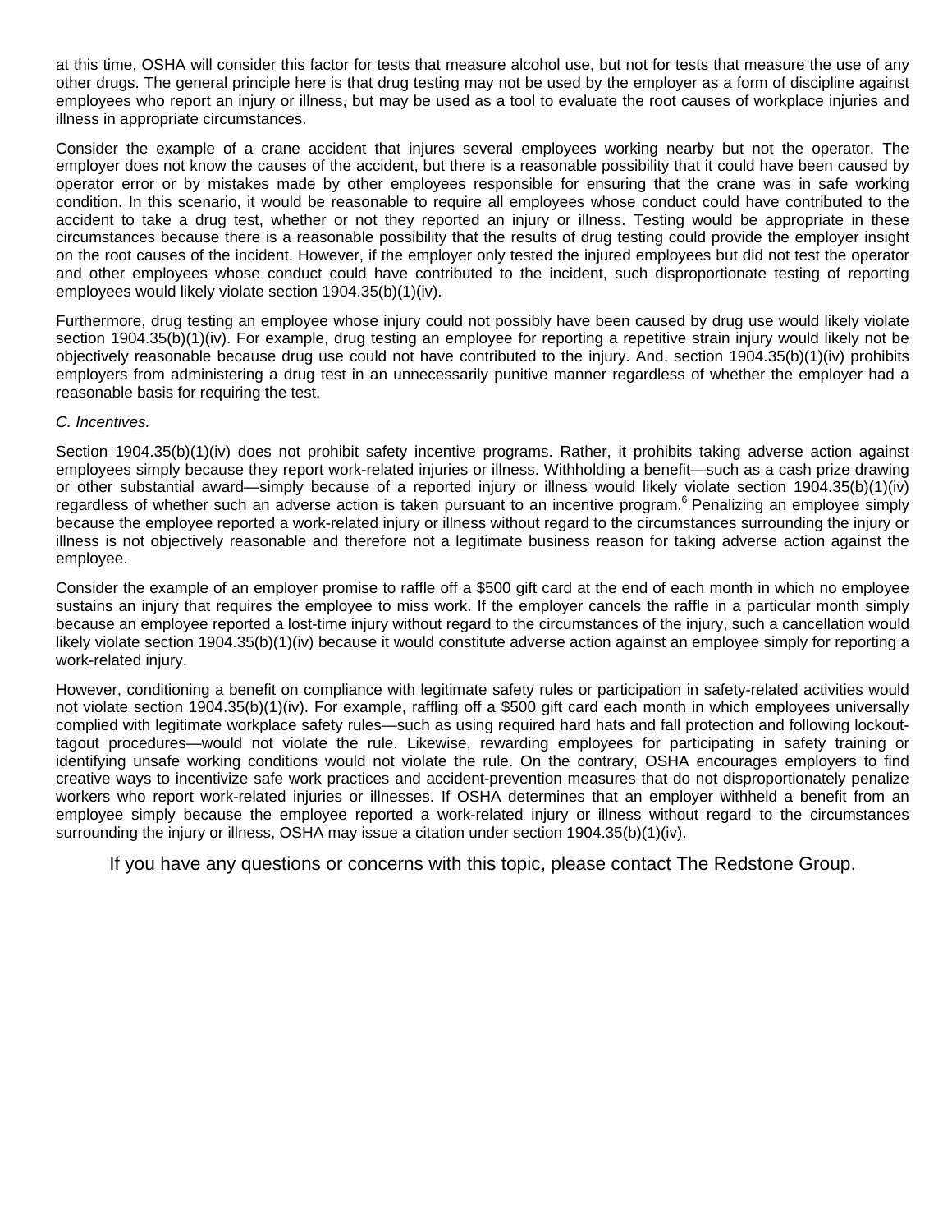at this time, OSHA will consider this factor for tests that measure alcohol use, but not for tests that measure the use of any other drugs. The general principle here is that drug testing may not be used by the employer as a form of discipline against employees who report an injury or illness, but may be used as a tool to evaluate the root causes of workplace injuries and illness in appropriate circumstances.

Consider the example of a crane accident that injures several employees working nearby but not the operator. The employer does not know the causes of the accident, but there is a reasonable possibility that it could have been caused by operator error or by mistakes made by other employees responsible for ensuring that the crane was in safe working condition. In this scenario, it would be reasonable to require all employees whose conduct could have contributed to the accident to take a drug test, whether or not they reported an injury or illness. Testing would be appropriate in these circumstances because there is a reasonable possibility that the results of drug testing could provide the employer insight on the root causes of the incident. However, if the employer only tested the injured employees but did not test the operator and other employees whose conduct could have contributed to the incident, such disproportionate testing of reporting employees would likely violate section 1904.35(b)(1)(iv).

Furthermore, drug testing an employee whose injury could not possibly have been caused by drug use would likely violate section 1904.35(b)(1)(iv). For example, drug testing an employee for reporting a repetitive strain injury would likely not be objectively reasonable because drug use could not have contributed to the injury. And, section 1904.35(b)(1)(iv) prohibits employers from administering a drug test in an unnecessarily punitive manner regardless of whether the employer had a reasonable basis for requiring the test.

*C. Incentives.*

Section 1904.35(b)(1)(iv) does not prohibit safety incentive programs. Rather, it prohibits taking adverse action against employees simply because they report work-related injuries or illness. Withholding a benefit—such as a cash prize drawing or other substantial award—simply because of a reported injury or illness would likely violate section 1904.35(b)(1)(iv) regardless of whether such an adverse action is taken pursuant to an incentive program.[6] Penalizing an employee simply because the employee reported a work-related injury or illness without regard to the circumstances surrounding the injury or illness is not objectively reasonable and therefore not a legitimate business reason for taking adverse action against the employee.

Consider the example of an employer promise to raffle off a $500 gift card at the end of each month in which no employee sustains an injury that requires the employee to miss work. If the employer cancels the raffle in a particular month simply because an employee reported a lost-time injury without regard to the circumstances of the injury, such a cancellation would likely violate section 1904.35(b)(1)(iv) because it would constitute adverse action against an employee simply for reporting a work-related injury.

However, conditioning a benefit on compliance with legitimate safety rules or participation in safety-related activities would not violate section 1904.35(b)(1)(iv). For example, raffling off a $500 gift card each month in which employees universally complied with legitimate workplace safety rules—such as using required hard hats and fall protection and following lockout-tagout procedures—would not violate the rule. Likewise, rewarding employees for participating in safety training or identifying unsafe working conditions would not violate the rule. On the contrary, OSHA encourages employers to find creative ways to incentivize safe work practices and accident-prevention measures that do not disproportionately penalize workers who report work-related injuries or illnesses. If OSHA determines that an employer withheld a benefit from an employee simply because the employee reported a work-related injury or illness without regard to the circumstances surrounding the injury or illness, OSHA may issue a citation under section 1904.35(b)(1)(iv).

If you have any questions or concerns with this topic, please contact The Redstone Group.